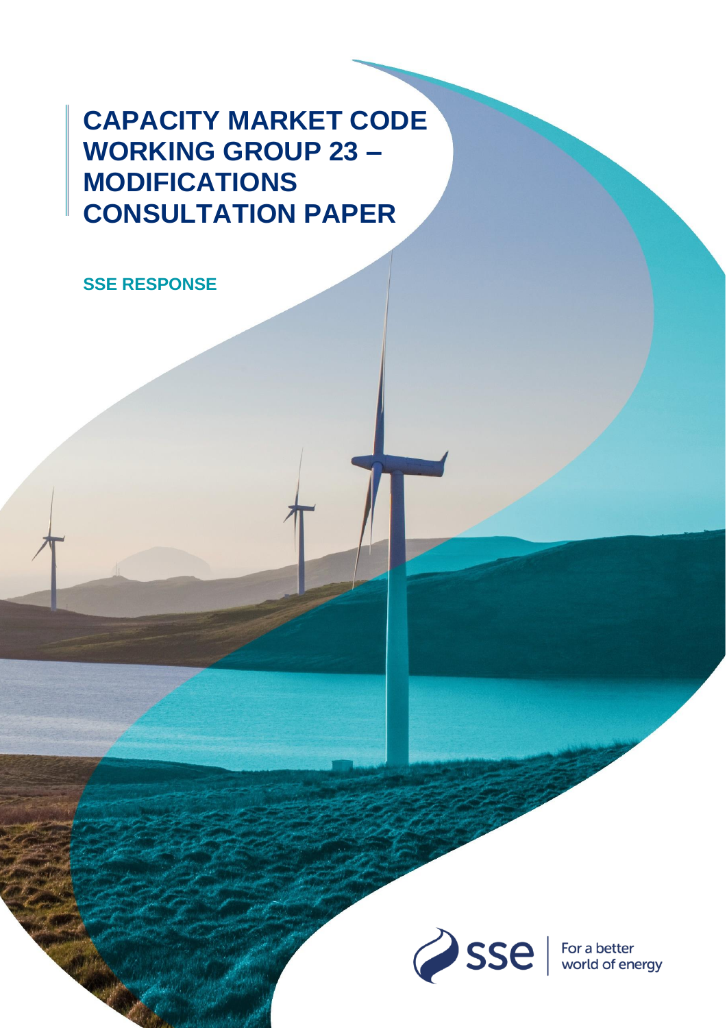# CAPACITY MARKET CODE WORKING GROUP 23 – MODIFICATIONS CONSULTATION PAPER

## SSE RESPONSE

For a better world of energy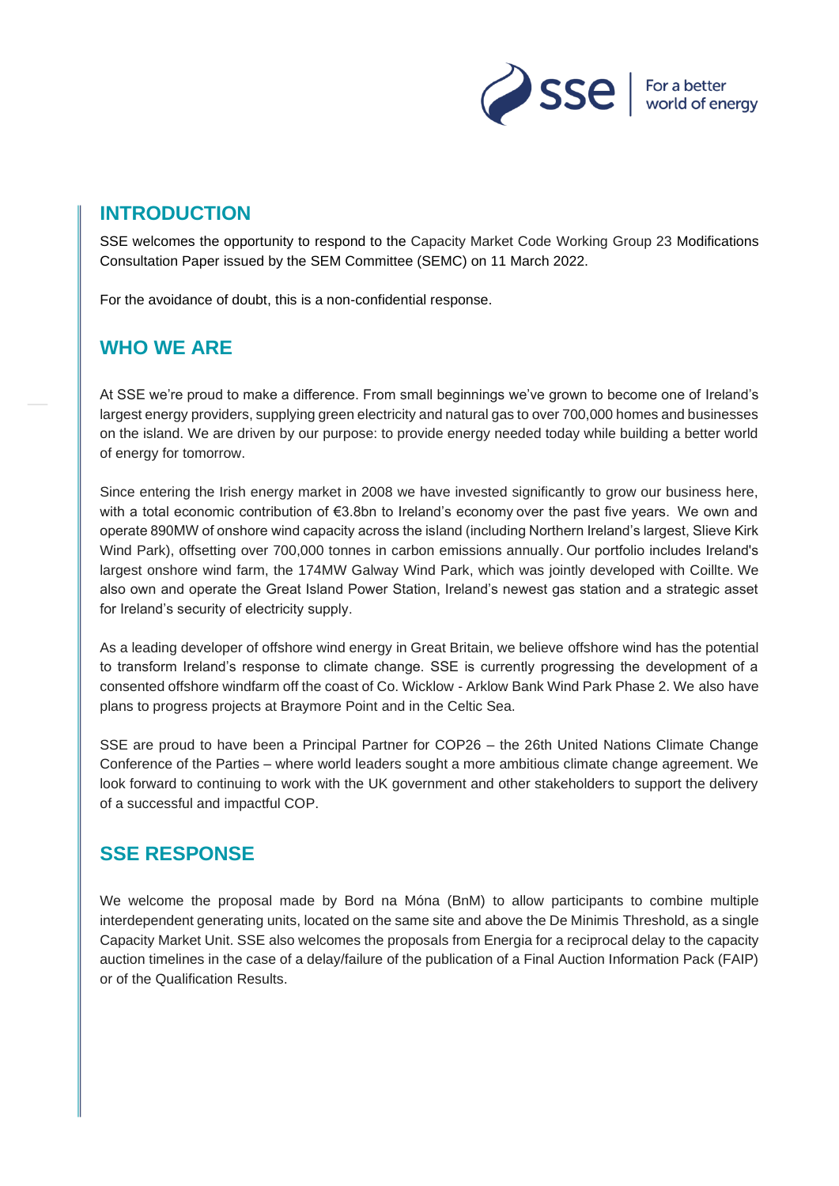## INTRODUCTION

SSE welcomes the opportunity to respond to the Capacity Market Code Working Group 23 Modifications Consultation Paper issued by the SEM Committee (SEMC) on 11 March 2022.

For the avoidance of doubt, this is a non-confidential response.

## WHO WE ARE

At SSE we're proud to make a difference. From small beginnings we've grown to become one of Ireland's largest energy providers, supplying green electricity and natural gas to over 700,000 homes and businesses on the island. We are driven by our purpose: to provide energy needed today while building a better world of energy for tomorrow.

Since entering the Irish energy market in 2008 we have invested significantly to grow our business here, with a total economic contribution of €3.8bn to Ireland's economy over the past five years. We own and operate 890MW of onshore wind capacity across the island (including Northern Ireland's largest, Slieve Kirk Wind Park), offsetting over 700,000 tonnes in carbon emissions annually. Our portfolio includes Ireland's largest onshore wind farm, the 174MW Galway Wind Park, which was jointly developed with Coillte. We also own and operate the Great Island Power Station, Ireland's newest gas station and a strategic asset for Ireland's security of electricity supply.

As a leading developer of offshore wind energy in Great Britain, we believe offshore wind has the potential to transform Ireland's response to climate change. SSE is currently progressing the development of a consented offshore windfarm off the coast of Co. Wicklow - Arklow Bank Wind Park Phase 2. We also have plans to progress projects at Braymore Point and in the Celtic Sea.

SSE are proud to have been a Principal Partner for COP26 – the 26th United Nations Climate Change Conference of the Parties – where world leaders sought a more ambitious climate change agreement. We look forward to continuing to work with the UK government and other stakeholders to support the delivery of a successful and impactful COP.

## SSE RESPONSE

We welcome the proposal made by Bord na Móna (BnM) to allow participants to combine multiple interdependent generating units, located on the same site and above the De Minimis Threshold, as a single Capacity Market Unit. SSE also welcomes the proposals from Energia for a reciprocal delay to the capacity auction timelines in the case of a delay/failure of the publication of a Final Auction Information Pack (FAIP) or of the Qualification Results.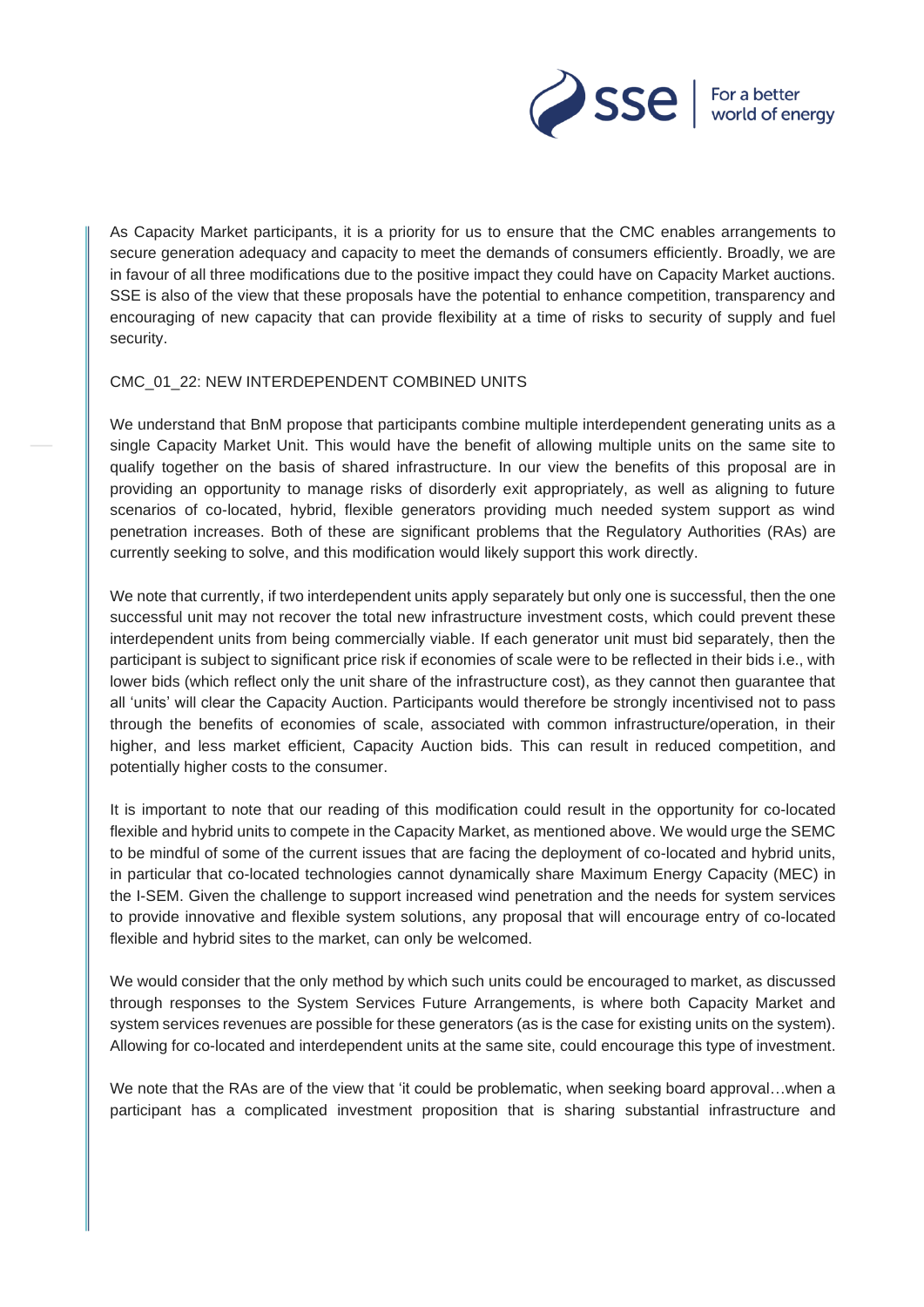As Capacity Market participants, it is a priority for us to ensure that the CMC enables arrangements to secure generation adequacy and capacity to meet the demands of consumers efficiently. Broadly, we are in favour of all three modifications due to the positive impact they could have on Capacity Market auctions. SSE is also of the view that these proposals have the potential to enhance competition, transparency and encouraging of new capacity that can provide flexibility at a time of risks to security of supply and fuel security.

CMC_01_22: NEW INTERDEPENDENT COMBINED UNITS

We understand that BnM propose that participants combine multiple interdependent generating units as a single Capacity Market Unit. This would have the benefit of allowing multiple units on the same site to qualify together on the basis of shared infrastructure. In our view the benefits of this proposal are in providing an opportunity to manage risks of disorderly exit appropriately, as well as aligning to future scenarios of co-located, hybrid, flexible generators providing much needed system support as wind penetration increases. Both of these are significant problems that the Regulatory Authorities (RAs) are currently seeking to solve, and this modification would likely support this work directly.

We note that currently, if two interdependent units apply separately but only one is successful, then the one successful unit may not recover the total new infrastructure investment costs, which could prevent these interdependent units from being commercially viable. If each generator unit must bid separately, then the participant is subject to significant price risk if economies of scale were to be reflected in their bids i.e., with lower bids (which reflect only the unit share of the infrastructure cost), as they cannot then guarantee that all 'units' will clear the Capacity Auction. Participants would therefore be strongly incentivised not to pass through the benefits of economies of scale, associated with common infrastructure/operation, in their higher, and less market efficient, Capacity Auction bids. This can result in reduced competition, and potentially higher costs to the consumer.

It is important to note that our reading of this modification could result in the opportunity for co-located flexible and hybrid units to compete in the Capacity Market, as mentioned above. We would urge the SEMC to be mindful of some of the current issues that are facing the deployment of co-located and hybrid units, in particular that co-located technologies cannot dynamically share Maximum Energy Capacity (MEC) in the I-SEM. Given the challenge to support increased wind penetration and the needs for system services to provide innovative and flexible system solutions, any proposal that will encourage entry of co-located flexible and hybrid sites to the market, can only be welcomed.

We would consider that the only method by which such units could be encouraged to market, as discussed through responses to the System Services Future Arrangements, is where both Capacity Market and system services revenues are possible for these generators (as is the case for existing units on the system). Allowing for co-located and interdependent units at the same site, could encourage this type of investment.

We note that the RAs are of the view that 'it could be problematic, when seeking board approval…when a participant has a complicated investment proposition that is sharing substantial infrastructure and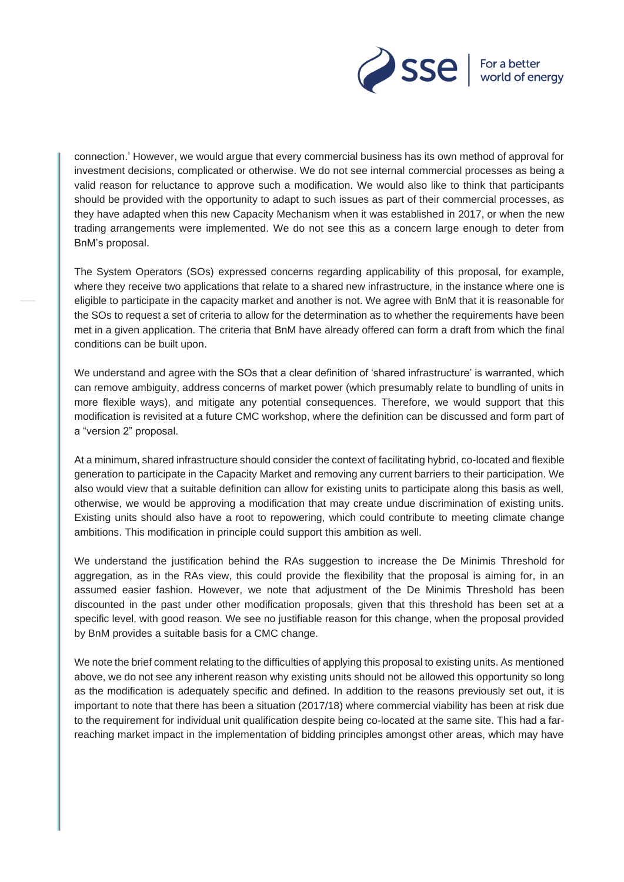connection.' However, we would argue that every commercial business has its own method of approval for investment decisions, complicated or otherwise. We do not see internal commercial processes as being a valid reason for reluctance to approve such a modification. We would also like to think that participants should be provided with the opportunity to adapt to such issues as part of their commercial processes, as they have adapted when this new Capacity Mechanism when it was established in 2017, or when the new trading arrangements were implemented. We do not see this as a concern large enough to deter from BnM's proposal.

The System Operators (SOs) expressed concerns regarding applicability of this proposal, for example, where they receive two applications that relate to a shared new infrastructure, in the instance where one is eligible to participate in the capacity market and another is not. We agree with BnM that it is reasonable for the SOs to request a set of criteria to allow for the determination as to whether the requirements have been met in a given application. The criteria that BnM have already offered can form a draft from which the final conditions can be built upon.

We understand and agree with the SOs that a clear definition of 'shared infrastructure' is warranted, which can remove ambiguity, address concerns of market power (which presumably relate to bundling of units in more flexible ways), and mitigate any potential consequences. Therefore, we would support that this modification is revisited at a future CMC workshop, where the definition can be discussed and form part of a "version 2" proposal.

At a minimum, shared infrastructure should consider the context of facilitating hybrid, co-located and flexible generation to participate in the Capacity Market and removing any current barriers to their participation. We also would view that a suitable definition can allow for existing units to participate along this basis as well, otherwise, we would be approving a modification that may create undue discrimination of existing units. Existing units should also have a root to repowering, which could contribute to meeting climate change ambitions. This modification in principle could support this ambition as well.

We understand the justification behind the RAs suggestion to increase the De Minimis Threshold for aggregation, as in the RAs view, this could provide the flexibility that the proposal is aiming for, in an assumed easier fashion. However, we note that adjustment of the De Minimis Threshold has been discounted in the past under other modification proposals, given that this threshold has been set at a specific level, with good reason. We see no justifiable reason for this change, when the proposal provided by BnM provides a suitable basis for a CMC change.

We note the brief comment relating to the difficulties of applying this proposal to existing units. As mentioned above, we do not see any inherent reason why existing units should not be allowed this opportunity so long as the modification is adequately specific and defined. In addition to the reasons previously set out, it is important to note that there has been a situation (2017/18) where commercial viability has been at risk due to the requirement for individual unit qualification despite being co-located at the same site. This had a far-reaching market impact in the implementation of bidding principles amongst other areas, which may have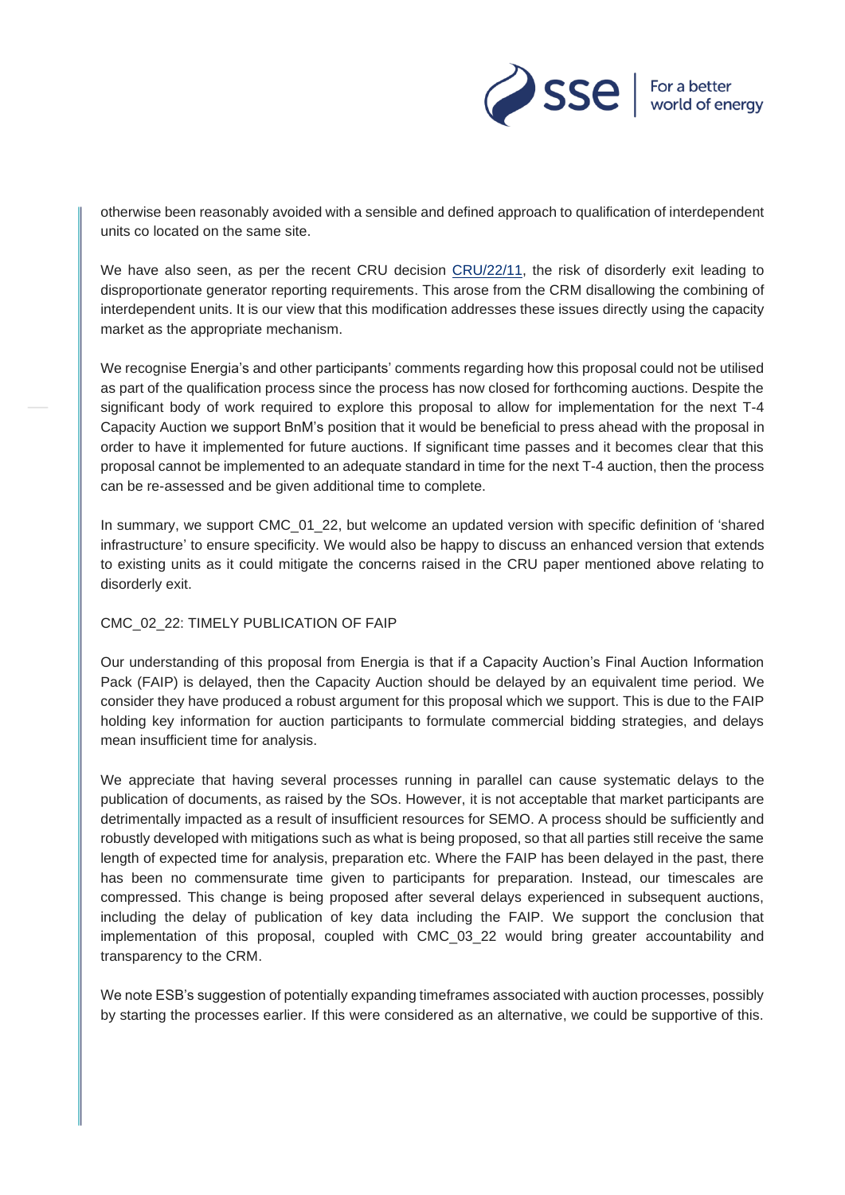otherwise been reasonably avoided with a sensible and defined approach to qualification of interdependent units co located on the same site.

We have also seen, as per the recent CRU decision CRU/22/11, the risk of disorderly exit leading to disproportionate generator reporting requirements. This arose from the CRM disallowing the combining of interdependent units. It is our view that this modification addresses these issues directly using the capacity market as the appropriate mechanism.

We recognise Energia's and other participants' comments regarding how this proposal could not be utilised as part of the qualification process since the process has now closed for forthcoming auctions. Despite the significant body of work required to explore this proposal to allow for implementation for the next T-4 Capacity Auction we support BnM's position that it would be beneficial to press ahead with the proposal in order to have it implemented for future auctions. If significant time passes and it becomes clear that this proposal cannot be implemented to an adequate standard in time for the next T-4 auction, then the process can be re-assessed and be given additional time to complete.

In summary, we support CMC_01_22, but welcome an updated version with specific definition of 'shared infrastructure' to ensure specificity. We would also be happy to discuss an enhanced version that extends to existing units as it could mitigate the concerns raised in the CRU paper mentioned above relating to disorderly exit.

CMC_02_22: TIMELY PUBLICATION OF FAIP

Our understanding of this proposal from Energia is that if a Capacity Auction's Final Auction Information Pack (FAIP) is delayed, then the Capacity Auction should be delayed by an equivalent time period. We consider they have produced a robust argument for this proposal which we support. This is due to the FAIP holding key information for auction participants to formulate commercial bidding strategies, and delays mean insufficient time for analysis.

We appreciate that having several processes running in parallel can cause systematic delays to the publication of documents, as raised by the SOs. However, it is not acceptable that market participants are detrimentally impacted as a result of insufficient resources for SEMO. A process should be sufficiently and robustly developed with mitigations such as what is being proposed, so that all parties still receive the same length of expected time for analysis, preparation etc. Where the FAIP has been delayed in the past, there has been no commensurate time given to participants for preparation. Instead, our timescales are compressed. This change is being proposed after several delays experienced in subsequent auctions, including the delay of publication of key data including the FAIP. We support the conclusion that implementation of this proposal, coupled with CMC_03_22 would bring greater accountability and transparency to the CRM.

We note ESB's suggestion of potentially expanding timeframes associated with auction processes, possibly by starting the processes earlier. If this were considered as an alternative, we could be supportive of this.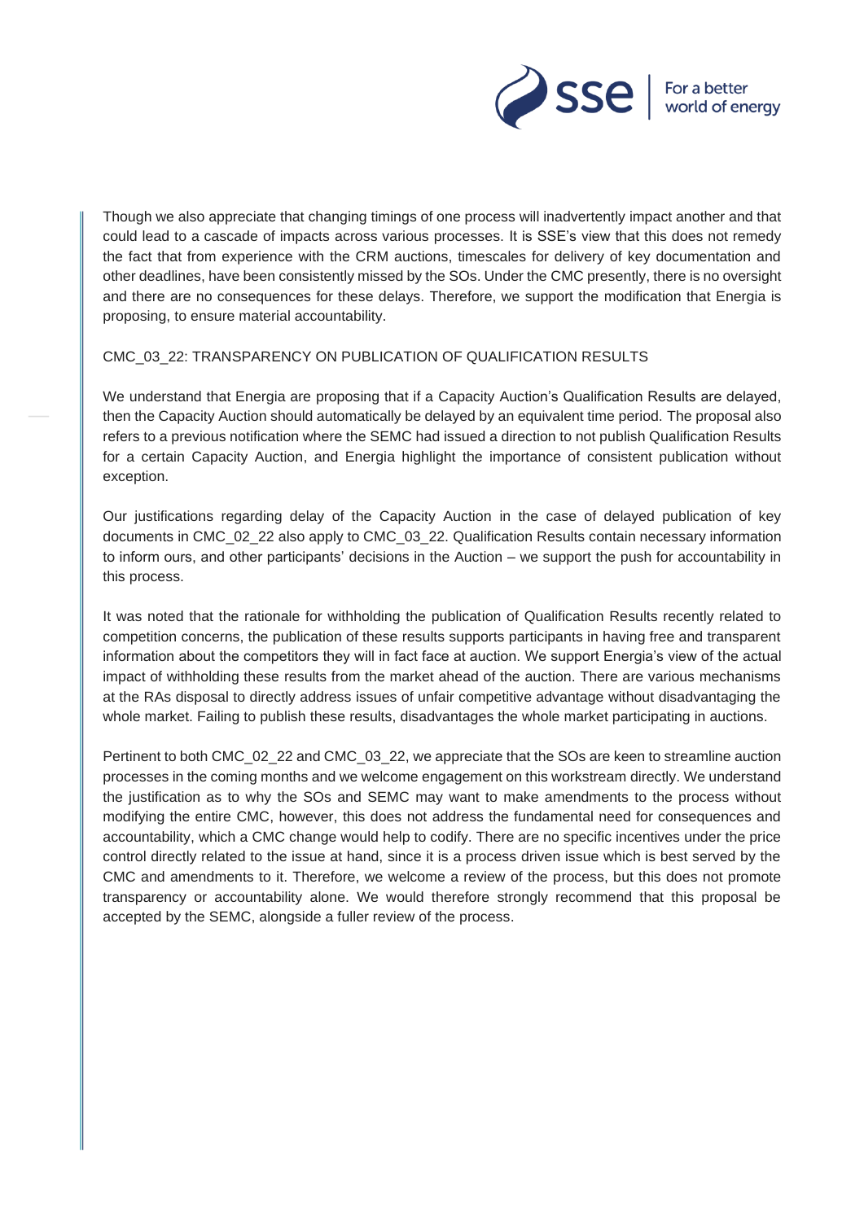Though we also appreciate that changing timings of one process will inadvertently impact another and that could lead to a cascade of impacts across various processes. It is SSE's view that this does not remedy the fact that from experience with the CRM auctions, timescales for delivery of key documentation and other deadlines, have been consistently missed by the SOs. Under the CMC presently, there is no oversight and there are no consequences for these delays. Therefore, we support the modification that Energia is proposing, to ensure material accountability.

CMC_03_22: TRANSPARENCY ON PUBLICATION OF QUALIFICATION RESULTS

We understand that Energia are proposing that if a Capacity Auction's Qualification Results are delayed, then the Capacity Auction should automatically be delayed by an equivalent time period. The proposal also refers to a previous notification where the SEMC had issued a direction to not publish Qualification Results for a certain Capacity Auction, and Energia highlight the importance of consistent publication without exception.

Our justifications regarding delay of the Capacity Auction in the case of delayed publication of key documents in CMC_02_22 also apply to CMC_03_22. Qualification Results contain necessary information to inform ours, and other participants' decisions in the Auction – we support the push for accountability in this process.

It was noted that the rationale for withholding the publication of Qualification Results recently related to competition concerns, the publication of these results supports participants in having free and transparent information about the competitors they will in fact face at auction. We support Energia's view of the actual impact of withholding these results from the market ahead of the auction. There are various mechanisms at the RAs disposal to directly address issues of unfair competitive advantage without disadvantaging the whole market. Failing to publish these results, disadvantages the whole market participating in auctions.

Pertinent to both CMC_02_22 and CMC_03_22, we appreciate that the SOs are keen to streamline auction processes in the coming months and we welcome engagement on this workstream directly. We understand the justification as to why the SOs and SEMC may want to make amendments to the process without modifying the entire CMC, however, this does not address the fundamental need for consequences and accountability, which a CMC change would help to codify. There are no specific incentives under the price control directly related to the issue at hand, since it is a process driven issue which is best served by the CMC and amendments to it. Therefore, we welcome a review of the process, but this does not promote transparency or accountability alone. We would therefore strongly recommend that this proposal be accepted by the SEMC, alongside a fuller review of the process.